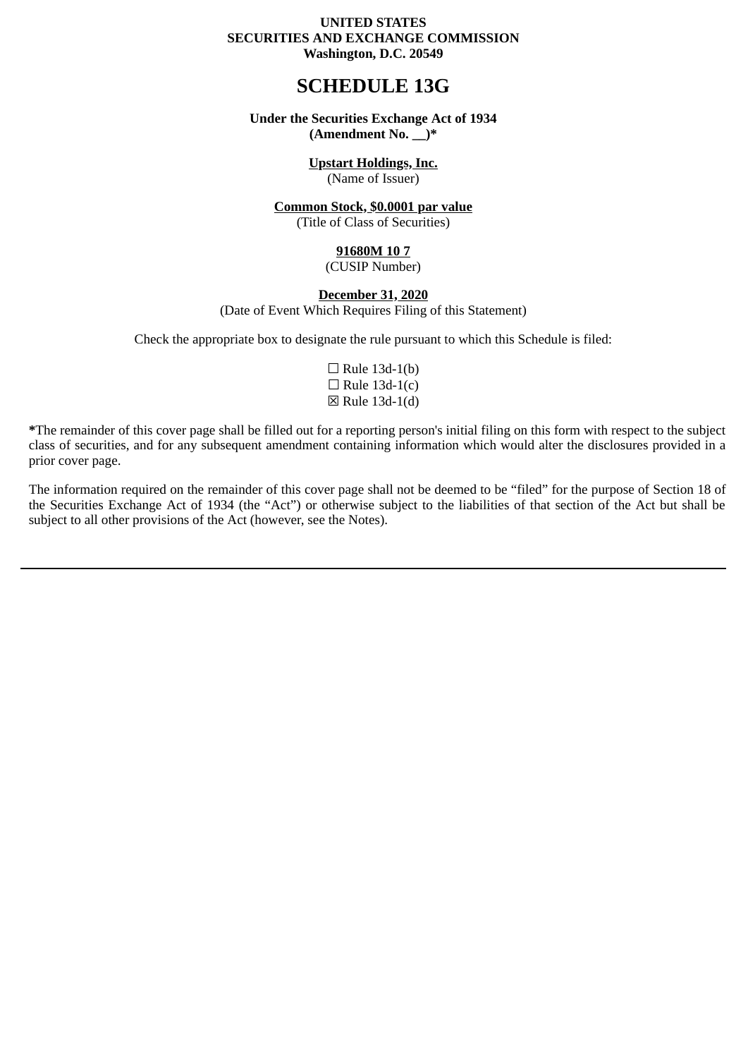**UNITED STATES**
**SECURITIES AND EXCHANGE COMMISSION**
**Washington, D.C. 20549**

# SCHEDULE 13G

**Under the Securities Exchange Act of 1934**
**(Amendment No. __)***

**Upstart Holdings, Inc.**
(Name of Issuer)

**Common Stock, $0.0001 par value**
(Title of Class of Securities)

**91680M 10 7**
(CUSIP Number)

**December 31, 2020**
(Date of Event Which Requires Filing of this Statement)

Check the appropriate box to designate the rule pursuant to which this Schedule is filed:

☐ Rule 13d-1(b)
☐ Rule 13d-1(c)
☒ Rule 13d-1(d)

***** The remainder of this cover page shall be filled out for a reporting person's initial filing on this form with respect to the subject class of securities, and for any subsequent amendment containing information which would alter the disclosures provided in a prior cover page.

The information required on the remainder of this cover page shall not be deemed to be "filed" for the purpose of Section 18 of the Securities Exchange Act of 1934 (the "Act") or otherwise subject to the liabilities of that section of the Act but shall be subject to all other provisions of the Act (however, see the Notes).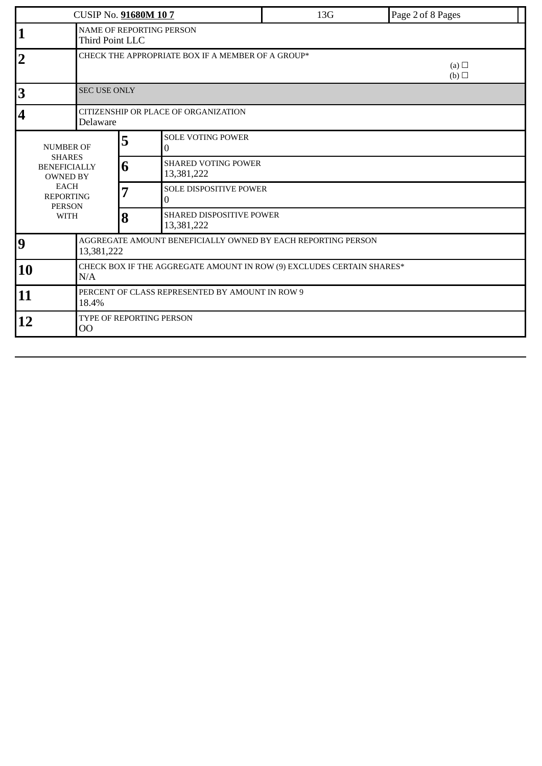| CUSIP No. **91680M 10 7** | | | 13G | Page 2 of 8 Pages |
|---|---|---|---|---|
| **1** | NAME OF REPORTING PERSON<br>Third Point LLC | | | |
| **2** | CHECK THE APPROPRIATE BOX IF A MEMBER OF A GROUP* | | | (a) ☐<br>(b) ☐ |
| **3** | SEC USE ONLY | | | |
| **4** | CITIZENSHIP OR PLACE OF ORGANIZATION<br>Delaware | | | |
| NUMBER OF SHARES BENEFICIALLY OWNED BY EACH REPORTING PERSON WITH | **5** | SOLE VOTING POWER<br>0 | | |
| | **6** | SHARED VOTING POWER<br>13,381,222 | | |
| | **7** | SOLE DISPOSITIVE POWER<br>0 | | |
| | **8** | SHARED DISPOSITIVE POWER<br>13,381,222 | | |
| **9** | AGGREGATE AMOUNT BENEFICIALLY OWNED BY EACH REPORTING PERSON<br>13,381,222 | | | |
| **10** | CHECK BOX IF THE AGGREGATE AMOUNT IN ROW (9) EXCLUDES CERTAIN SHARES*<br>N/A | | | |
| **11** | PERCENT OF CLASS REPRESENTED BY AMOUNT IN ROW 9<br>18.4% | | | |
| **12** | TYPE OF REPORTING PERSON<br>OO | | | |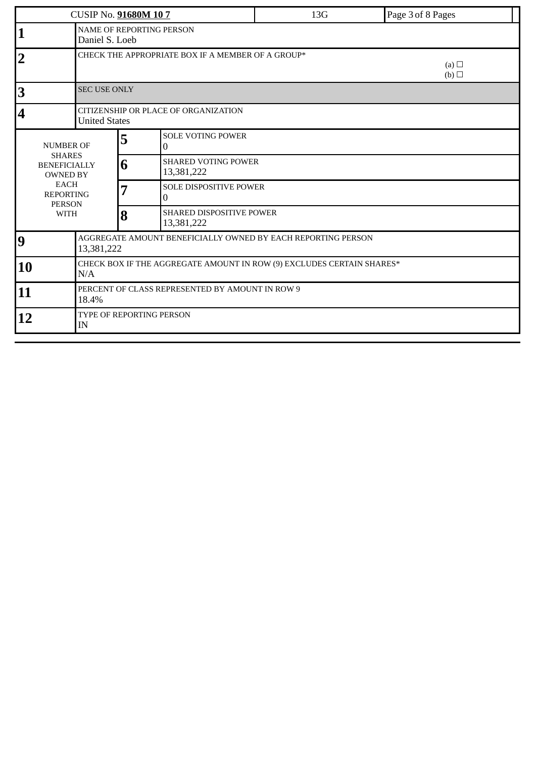| CUSIP No. **91680M 10 7** | | | 13G | |
|---|---|---|---|---|

| | | | |
|---|---|---|---|
| **1** | NAME OF REPORTING PERSON<br>Daniel S. Loeb | | |
| **2** | CHECK THE APPROPRIATE BOX IF A MEMBER OF A GROUP*<br>(a) ☐<br>(b) ☐ | | |
| **3** | SEC USE ONLY | | |
| **4** | CITIZENSHIP OR PLACE OF ORGANIZATION<br>United States | | |
| NUMBER OF SHARES BENEFICIALLY OWNED BY EACH REPORTING PERSON WITH | **5** | SOLE VOTING POWER<br>0 | |
| | **6** | SHARED VOTING POWER<br>13,381,222 | |
| | **7** | SOLE DISPOSITIVE POWER<br>0 | |
| | **8** | SHARED DISPOSITIVE POWER<br>13,381,222 | |
| **9** | AGGREGATE AMOUNT BENEFICIALLY OWNED BY EACH REPORTING PERSON<br>13,381,222 | | |
| **10** | CHECK BOX IF THE AGGREGATE AMOUNT IN ROW (9) EXCLUDES CERTAIN SHARES*<br>N/A | | |
| **11** | PERCENT OF CLASS REPRESENTED BY AMOUNT IN ROW 9<br>18.4% | | |
| **12** | TYPE OF REPORTING PERSON<br>IN | | |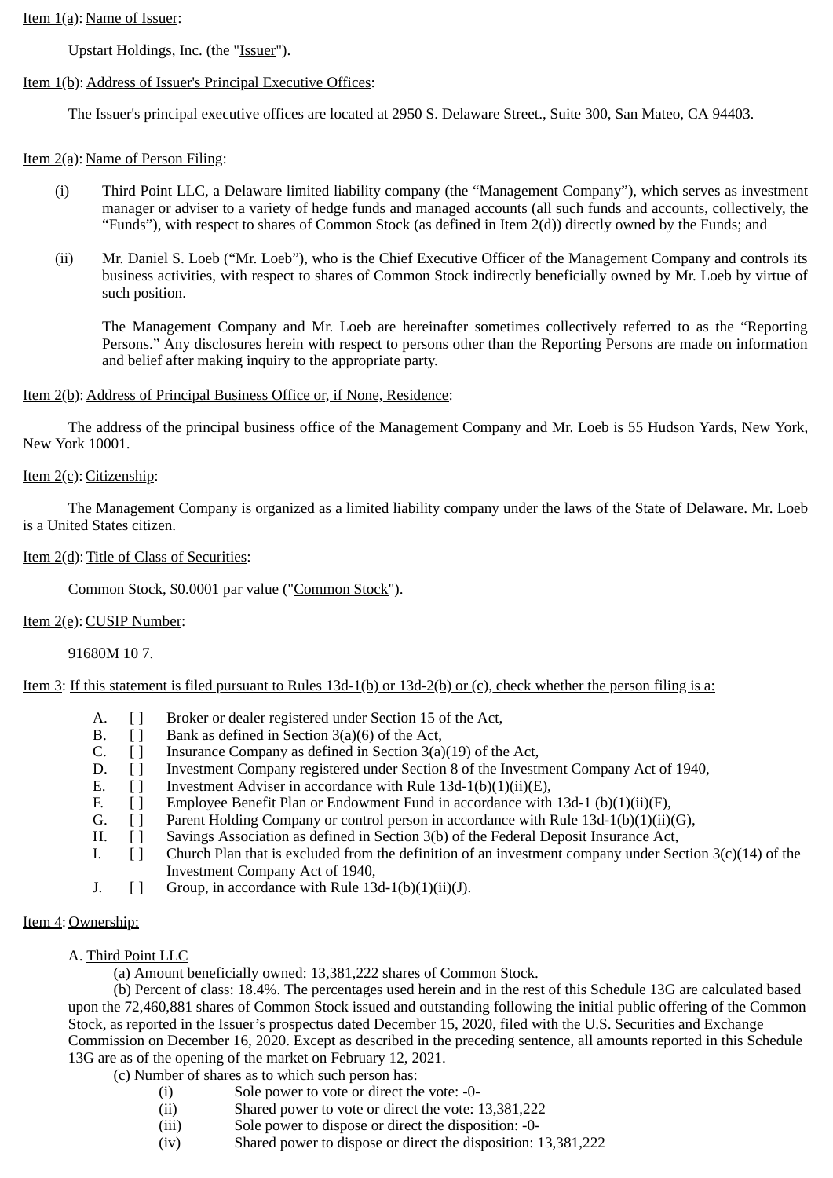Item 1(a): Name of Issuer:

Upstart Holdings, Inc. (the "Issuer").

Item 1(b): Address of Issuer's Principal Executive Offices:

The Issuer's principal executive offices are located at 2950 S. Delaware Street., Suite 300, San Mateo, CA 94403.

Item 2(a): Name of Person Filing:

(i) Third Point LLC, a Delaware limited liability company (the “Management Company”), which serves as investment manager or adviser to a variety of hedge funds and managed accounts (all such funds and accounts, collectively, the “Funds”), with respect to shares of Common Stock (as defined in Item 2(d)) directly owned by the Funds; and

(ii) Mr. Daniel S. Loeb (“Mr. Loeb”), who is the Chief Executive Officer of the Management Company and controls its business activities, with respect to shares of Common Stock indirectly beneficially owned by Mr. Loeb by virtue of such position.

The Management Company and Mr. Loeb are hereinafter sometimes collectively referred to as the “Reporting Persons.” Any disclosures herein with respect to persons other than the Reporting Persons are made on information and belief after making inquiry to the appropriate party.

Item 2(b): Address of Principal Business Office or, if None, Residence:

The address of the principal business office of the Management Company and Mr. Loeb is 55 Hudson Yards, New York, New York 10001.

Item 2(c): Citizenship:

The Management Company is organized as a limited liability company under the laws of the State of Delaware. Mr. Loeb is a United States citizen.

Item 2(d): Title of Class of Securities:

Common Stock, $0.0001 par value ("Common Stock").

Item 2(e): CUSIP Number:

91680M 10 7.

Item 3: If this statement is filed pursuant to Rules 13d-1(b) or 13d-2(b) or (c), check whether the person filing is a:

A. [ ] Broker or dealer registered under Section 15 of the Act,
B. [ ] Bank as defined in Section 3(a)(6) of the Act,
C. [ ] Insurance Company as defined in Section 3(a)(19) of the Act,
D. [ ] Investment Company registered under Section 8 of the Investment Company Act of 1940,
E. [ ] Investment Adviser in accordance with Rule 13d-1(b)(1)(ii)(E),
F. [ ] Employee Benefit Plan or Endowment Fund in accordance with 13d-1 (b)(1)(ii)(F),
G. [ ] Parent Holding Company or control person in accordance with Rule 13d-1(b)(1)(ii)(G),
H. [ ] Savings Association as defined in Section 3(b) of the Federal Deposit Insurance Act,
I. [ ] Church Plan that is excluded from the definition of an investment company under Section 3(c)(14) of the Investment Company Act of 1940,
J. [ ] Group, in accordance with Rule 13d-1(b)(1)(ii)(J).

Item 4: Ownership:

A. Third Point LLC

(a) Amount beneficially owned: 13,381,222 shares of Common Stock.

(b) Percent of class: 18.4%. The percentages used herein and in the rest of this Schedule 13G are calculated based upon the 72,460,881 shares of Common Stock issued and outstanding following the initial public offering of the Common Stock, as reported in the Issuer’s prospectus dated December 15, 2020, filed with the U.S. Securities and Exchange Commission on December 16, 2020. Except as described in the preceding sentence, all amounts reported in this Schedule 13G are as of the opening of the market on February 12, 2021.

(c) Number of shares as to which such person has:

(i) Sole power to vote or direct the vote: -0-
(ii) Shared power to vote or direct the vote: 13,381,222
(iii) Sole power to dispose or direct the disposition: -0-
(iv) Shared power to dispose or direct the disposition: 13,381,222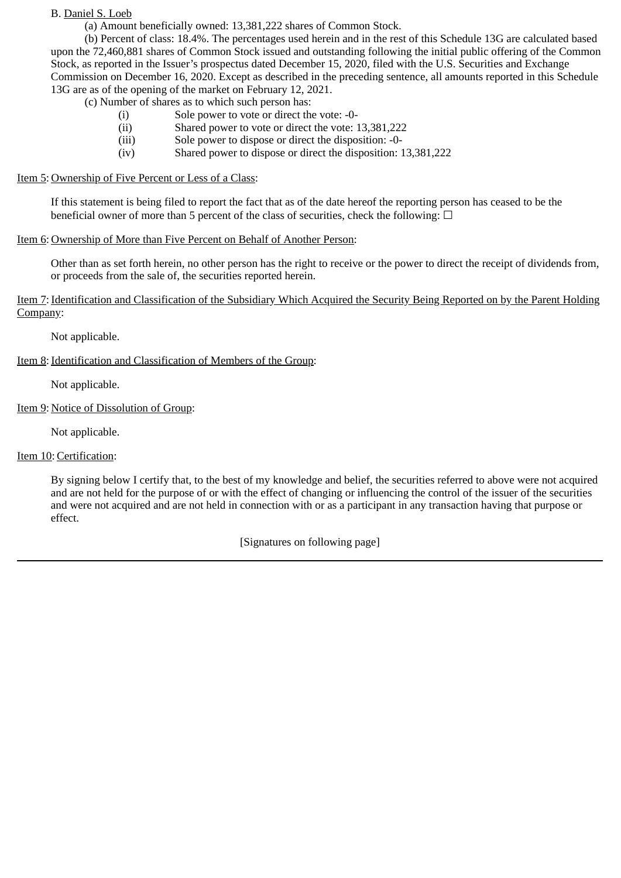B. Daniel S. Loeb

(a) Amount beneficially owned: 13,381,222 shares of Common Stock.

(b) Percent of class: 18.4%. The percentages used herein and in the rest of this Schedule 13G are calculated based upon the 72,460,881 shares of Common Stock issued and outstanding following the initial public offering of the Common Stock, as reported in the Issuer's prospectus dated December 15, 2020, filed with the U.S. Securities and Exchange Commission on December 16, 2020. Except as described in the preceding sentence, all amounts reported in this Schedule 13G are as of the opening of the market on February 12, 2021.

(c) Number of shares as to which such person has:

(i) Sole power to vote or direct the vote: -0-

(ii) Shared power to vote or direct the vote: 13,381,222

(iii) Sole power to dispose or direct the disposition: -0-

(iv) Shared power to dispose or direct the disposition: 13,381,222

Item 5: Ownership of Five Percent or Less of a Class:

If this statement is being filed to report the fact that as of the date hereof the reporting person has ceased to be the beneficial owner of more than 5 percent of the class of securities, check the following: ☐

Item 6: Ownership of More than Five Percent on Behalf of Another Person:

Other than as set forth herein, no other person has the right to receive or the power to direct the receipt of dividends from, or proceeds from the sale of, the securities reported herein.

Item 7: Identification and Classification of the Subsidiary Which Acquired the Security Being Reported on by the Parent Holding Company:

Not applicable.

Item 8: Identification and Classification of Members of the Group:

Not applicable.

Item 9: Notice of Dissolution of Group:

Not applicable.

Item 10: Certification:

By signing below I certify that, to the best of my knowledge and belief, the securities referred to above were not acquired and are not held for the purpose of or with the effect of changing or influencing the control of the issuer of the securities and were not acquired and are not held in connection with or as a participant in any transaction having that purpose or effect.

[Signatures on following page]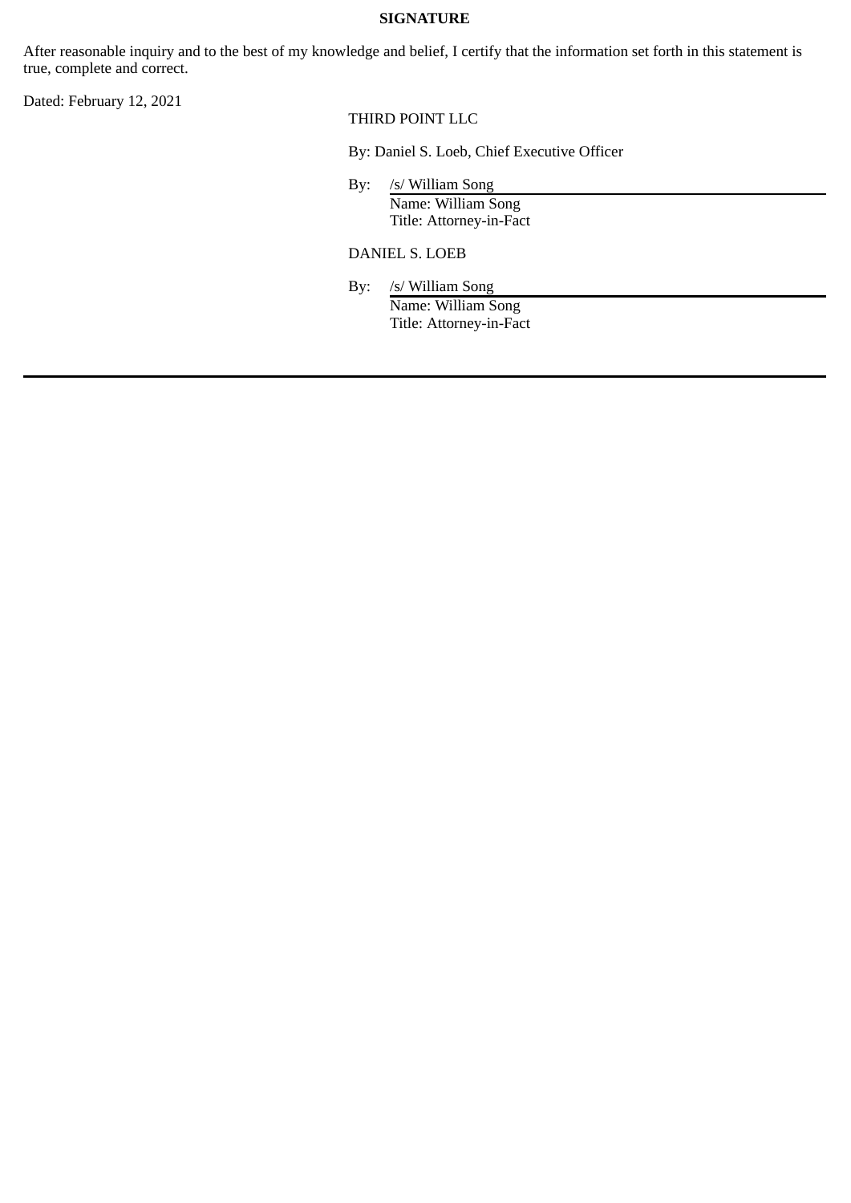**SIGNATURE**

After reasonable inquiry and to the best of my knowledge and belief, I certify that the information set forth in this statement is true, complete and correct.

Dated: February 12, 2021

THIRD POINT LLC

By: Daniel S. Loeb, Chief Executive Officer

By: /s/ William Song
Name: William Song
Title: Attorney-in-Fact

DANIEL S. LOEB

By: /s/ William Song
Name: William Song
Title: Attorney-in-Fact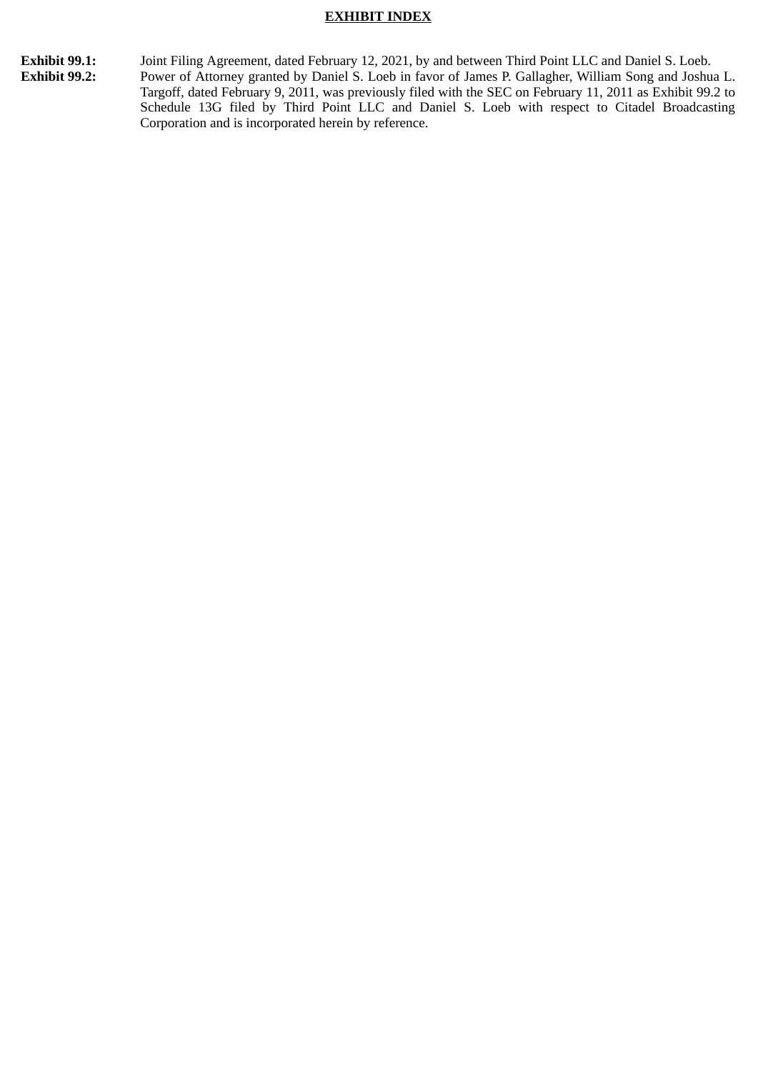## EXHIBIT INDEX

**Exhibit 99.1:** Joint Filing Agreement, dated February 12, 2021, by and between Third Point LLC and Daniel S. Loeb.

**Exhibit 99.2:** Power of Attorney granted by Daniel S. Loeb in favor of James P. Gallagher, William Song and Joshua L. Targoff, dated February 9, 2011, was previously filed with the SEC on February 11, 2011 as Exhibit 99.2 to Schedule 13G filed by Third Point LLC and Daniel S. Loeb with respect to Citadel Broadcasting Corporation and is incorporated herein by reference.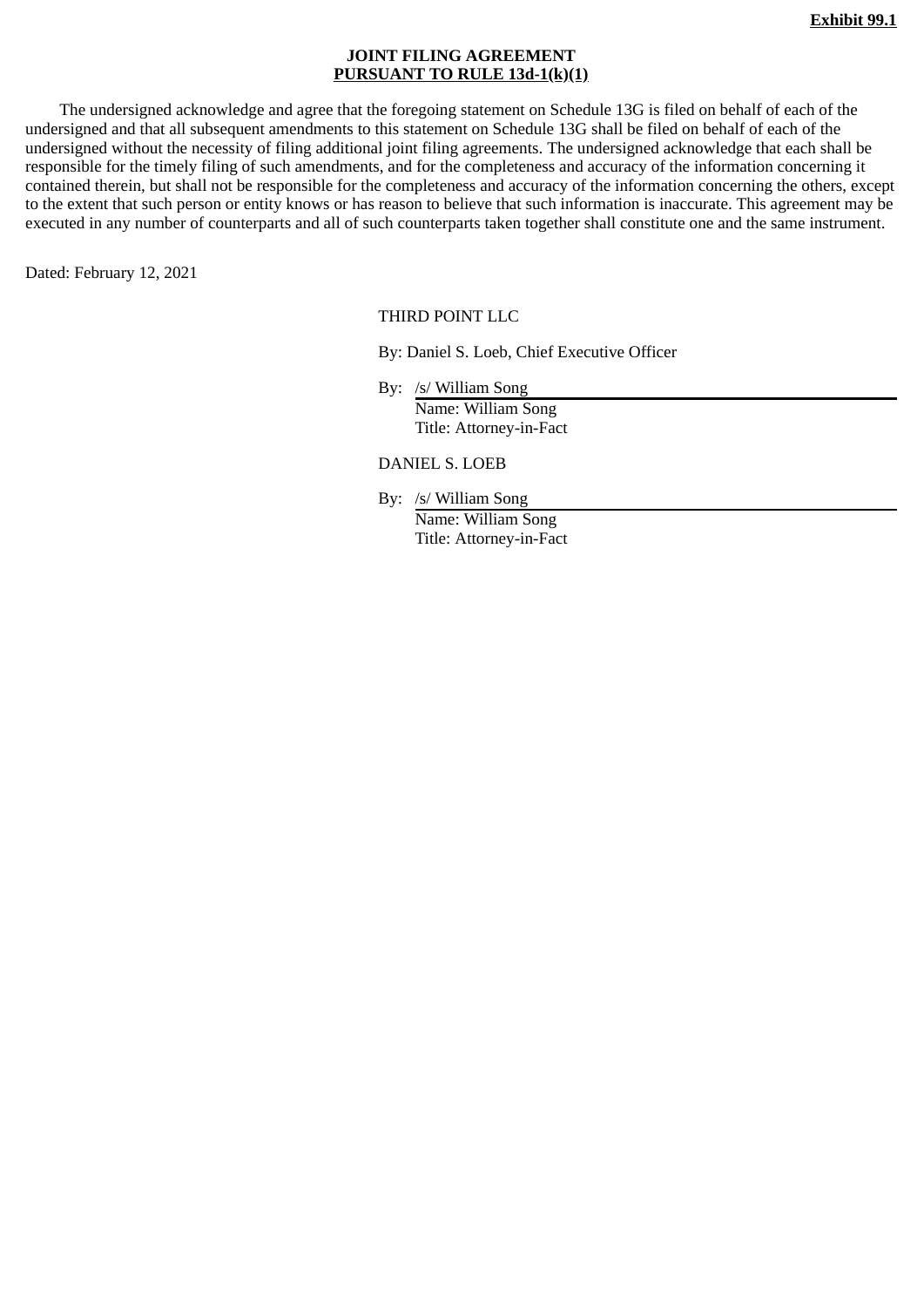**Exhibit 99.1**

**JOINT FILING AGREEMENT**
**PURSUANT TO RULE 13d-1(k)(1)**

The undersigned acknowledge and agree that the foregoing statement on Schedule 13G is filed on behalf of each of the undersigned and that all subsequent amendments to this statement on Schedule 13G shall be filed on behalf of each of the undersigned without the necessity of filing additional joint filing agreements. The undersigned acknowledge that each shall be responsible for the timely filing of such amendments, and for the completeness and accuracy of the information concerning it contained therein, but shall not be responsible for the completeness and accuracy of the information concerning the others, except to the extent that such person or entity knows or has reason to believe that such information is inaccurate. This agreement may be executed in any number of counterparts and all of such counterparts taken together shall constitute one and the same instrument.

Dated: February 12, 2021

THIRD POINT LLC

By: Daniel S. Loeb, Chief Executive Officer

By: /s/ William Song
Name: William Song
Title: Attorney-in-Fact

DANIEL S. LOEB

By: /s/ William Song
Name: William Song
Title: Attorney-in-Fact